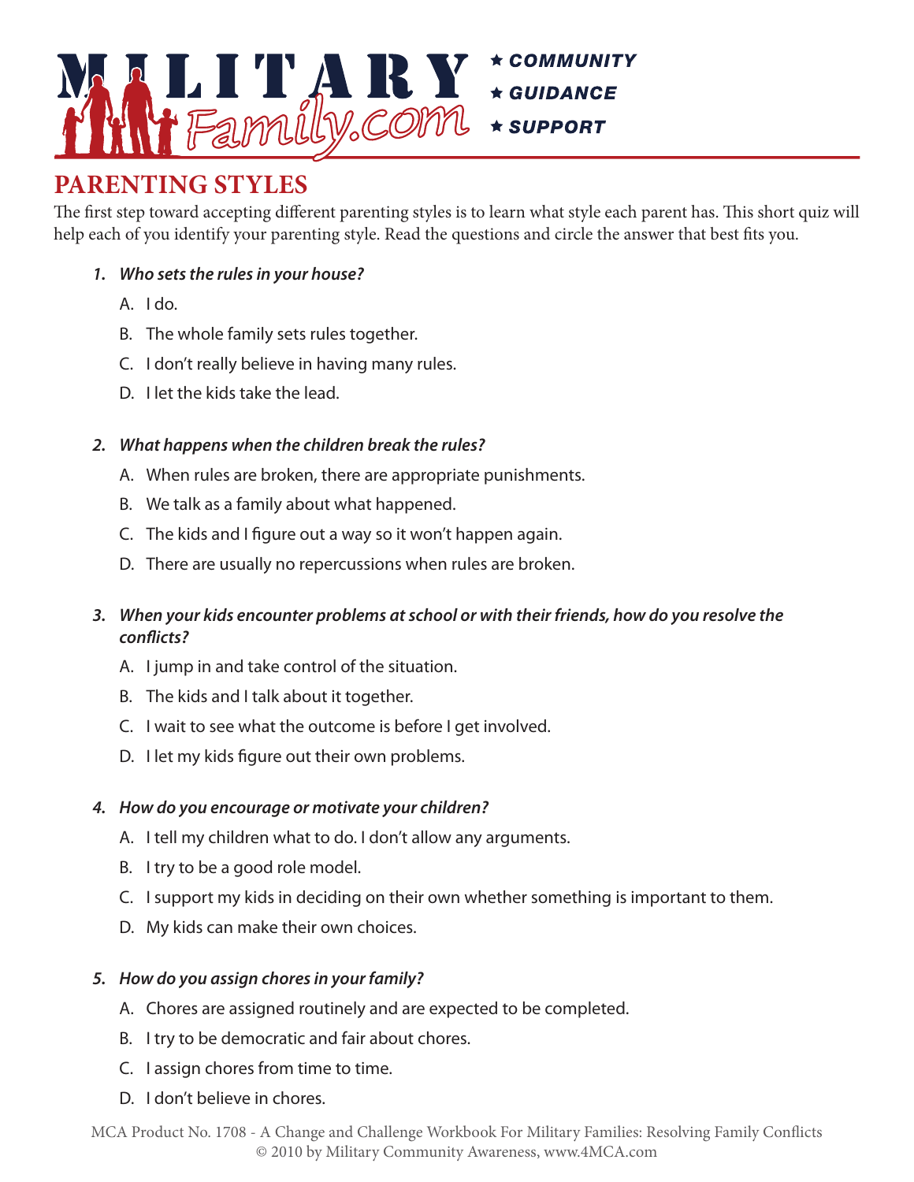# PARENTING STYLES

The first step toward accepting different parenting styles is to learn what style each parent has. This short quiz will help each of you identify your parenting style. Read the questions and circle the answer that best fits you.

1. ***Who sets the rules in your house?***
   A. I do.
   B. The whole family sets rules together.
   C. I don't really believe in having many rules.
   D. I let the kids take the lead.

2. ***What happens when the children break the rules?***
   A. When rules are broken, there are appropriate punishments.
   B. We talk as a family about what happened.
   C. The kids and I figure out a way so it won't happen again.
   D. There are usually no repercussions when rules are broken.

3. ***When your kids encounter problems at school or with their friends, how do you resolve the conflicts?***
   A. I jump in and take control of the situation.
   B. The kids and I talk about it together.
   C. I wait to see what the outcome is before I get involved.
   D. I let my kids figure out their own problems.

4. ***How do you encourage or motivate your children?***
   A. I tell my children what to do. I don't allow any arguments.
   B. I try to be a good role model.
   C. I support my kids in deciding on their own whether something is important to them.
   D. My kids can make their own choices.

5. ***How do you assign chores in your family?***
   A. Chores are assigned routinely and are expected to be completed.
   B. I try to be democratic and fair about chores.
   C. I assign chores from time to time.
   D. I don't believe in chores.

MCA Product No. 1708 - A Change and Challenge Workbook For Military Families: Resolving Family Conflicts
© 2010 by Military Community Awareness, www.4MCA.com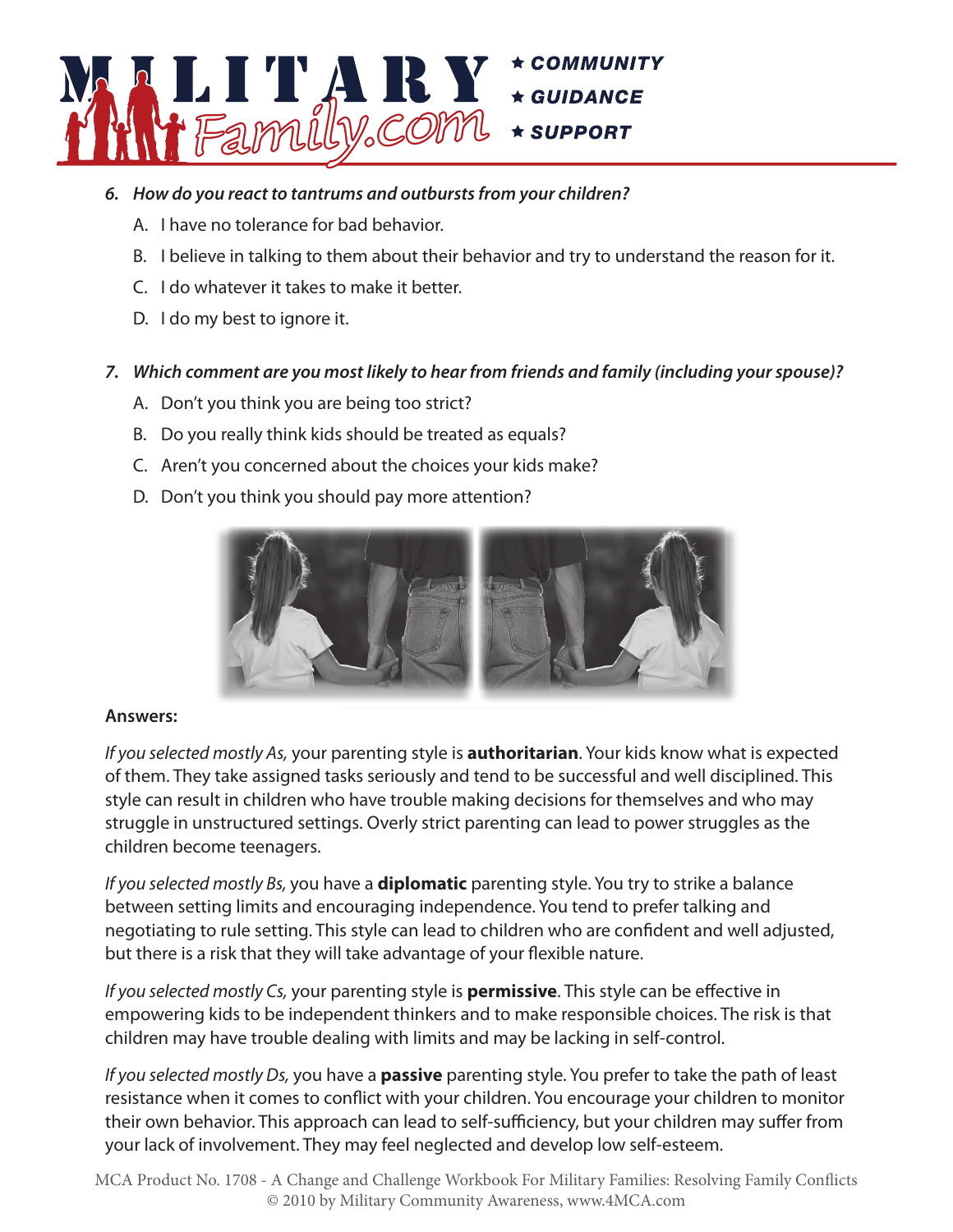6. ***How do you react to tantrums and outbursts from your children?***
   A. I have no tolerance for bad behavior.
   B. I believe in talking to them about their behavior and try to understand the reason for it.
   C. I do whatever it takes to make it better.
   D. I do my best to ignore it.

7. ***Which comment are you most likely to hear from friends and family (including your spouse)?***
   A. Don't you think you are being too strict?
   B. Do you really think kids should be treated as equals?
   C. Aren't you concerned about the choices your kids make?
   D. Don't you think you should pay more attention?

**Answers:**

*If you selected mostly As,* your parenting style is **authoritarian**. Your kids know what is expected of them. They take assigned tasks seriously and tend to be successful and well disciplined. This style can result in children who have trouble making decisions for themselves and who may struggle in unstructured settings. Overly strict parenting can lead to power struggles as the children become teenagers.

*If you selected mostly Bs,* you have a **diplomatic** parenting style. You try to strike a balance between setting limits and encouraging independence. You tend to prefer talking and negotiating to rule setting. This style can lead to children who are confident and well adjusted, but there is a risk that they will take advantage of your flexible nature.

*If you selected mostly Cs,* your parenting style is **permissive**. This style can be effective in empowering kids to be independent thinkers and to make responsible choices. The risk is that children may have trouble dealing with limits and may be lacking in self-control.

*If you selected mostly Ds,* you have a **passive** parenting style. You prefer to take the path of least resistance when it comes to conflict with your children. You encourage your children to monitor their own behavior. This approach can lead to self-sufficiency, but your children may suffer from your lack of involvement. They may feel neglected and develop low self-esteem.